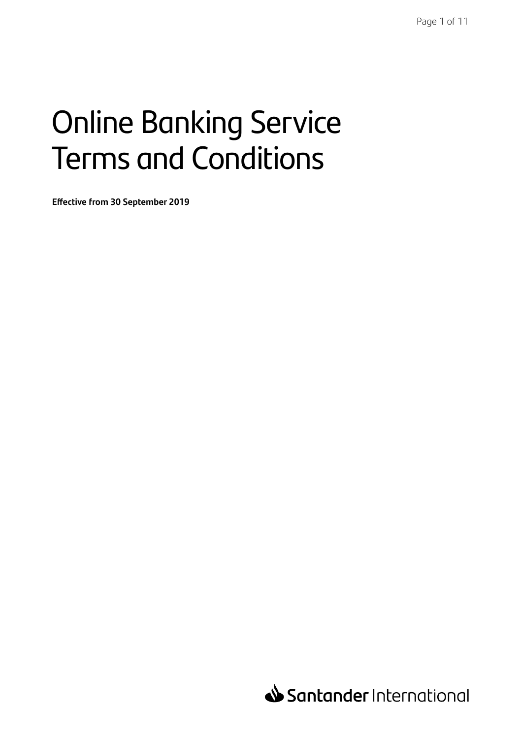# Online Banking Service Terms and Conditions

**Effective from 30 September 2019**

Santander International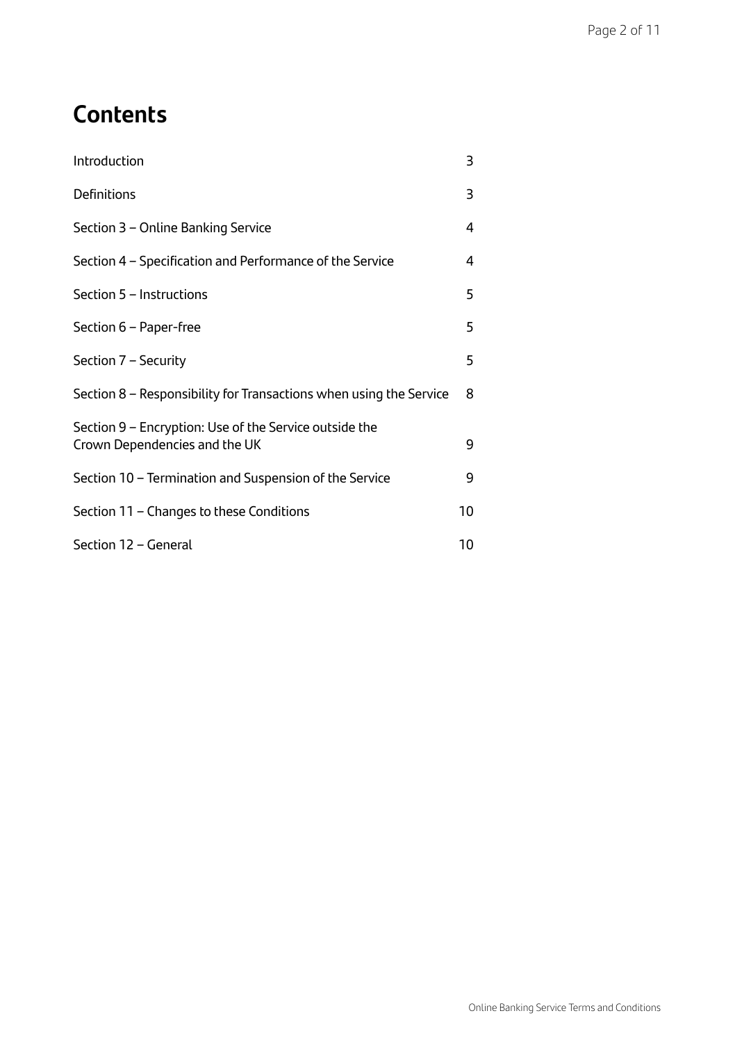# Contents

| | |
|---|---|
| Introduction | 3 |
| Definitions | 3 |
| Section 3 – Online Banking Service | 4 |
| Section 4 – Specification and Performance of the Service | 4 |
| Section 5 – Instructions | 5 |
| Section 6 – Paper-free | 5 |
| Section 7 – Security | 5 |
| Section 8 – Responsibility for Transactions when using the Service | 8 |
| Section 9 – Encryption: Use of the Service outside the Crown Dependencies and the UK | 9 |
| Section 10 – Termination and Suspension of the Service | 9 |
| Section 11 – Changes to these Conditions | 10 |
| Section 12 – General | 10 |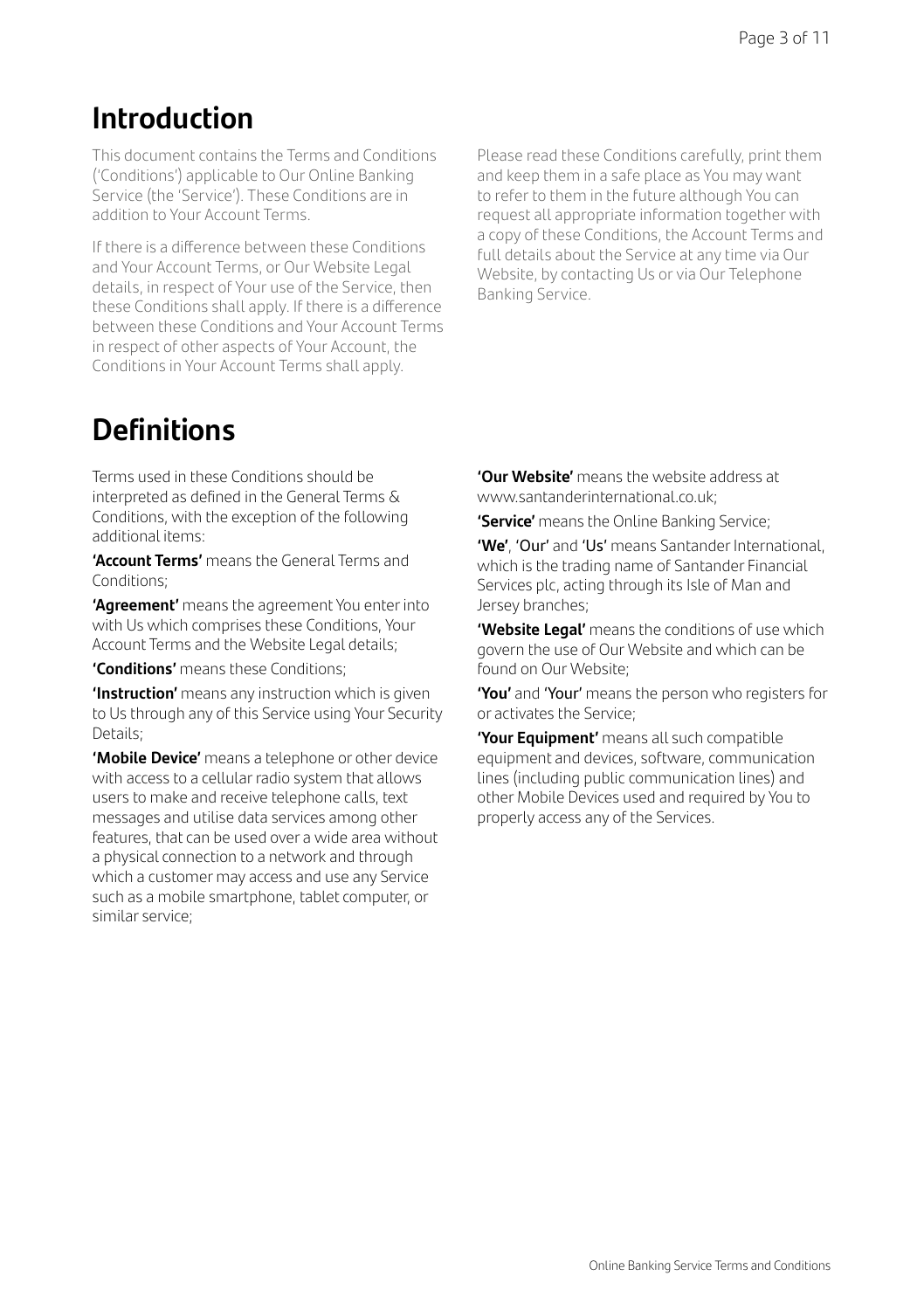# Introduction

This document contains the Terms and Conditions ('Conditions') applicable to Our Online Banking Service (the 'Service'). These Conditions are in addition to Your Account Terms.

If there is a difference between these Conditions and Your Account Terms, or Our Website Legal details, in respect of Your use of the Service, then these Conditions shall apply. If there is a difference between these Conditions and Your Account Terms in respect of other aspects of Your Account, the Conditions in Your Account Terms shall apply.

Please read these Conditions carefully, print them and keep them in a safe place as You may want to refer to them in the future although You can request all appropriate information together with a copy of these Conditions, the Account Terms and full details about the Service at any time via Our Website, by contacting Us or via Our Telephone Banking Service.

# Definitions

Terms used in these Conditions should be interpreted as defined in the General Terms & Conditions, with the exception of the following additional items:

**'Account Terms'** means the General Terms and Conditions;

**'Agreement'** means the agreement You enter into with Us which comprises these Conditions, Your Account Terms and the Website Legal details;

**'Conditions'** means these Conditions;

**'Instruction'** means any instruction which is given to Us through any of this Service using Your Security Details;

**'Mobile Device'** means a telephone or other device with access to a cellular radio system that allows users to make and receive telephone calls, text messages and utilise data services among other features, that can be used over a wide area without a physical connection to a network and through which a customer may access and use any Service such as a mobile smartphone, tablet computer, or similar service;

**'Our Website'** means the website address at www.santanderinternational.co.uk;

**'Service'** means the Online Banking Service;

**'We'**, 'Our' and 'Us' means Santander International, which is the trading name of Santander Financial Services plc, acting through its Isle of Man and Jersey branches;

**'Website Legal'** means the conditions of use which govern the use of Our Website and which can be found on Our Website;

**'You'** and 'Your' means the person who registers for or activates the Service;

**'Your Equipment'** means all such compatible equipment and devices, software, communication lines (including public communication lines) and other Mobile Devices used and required by You to properly access any of the Services.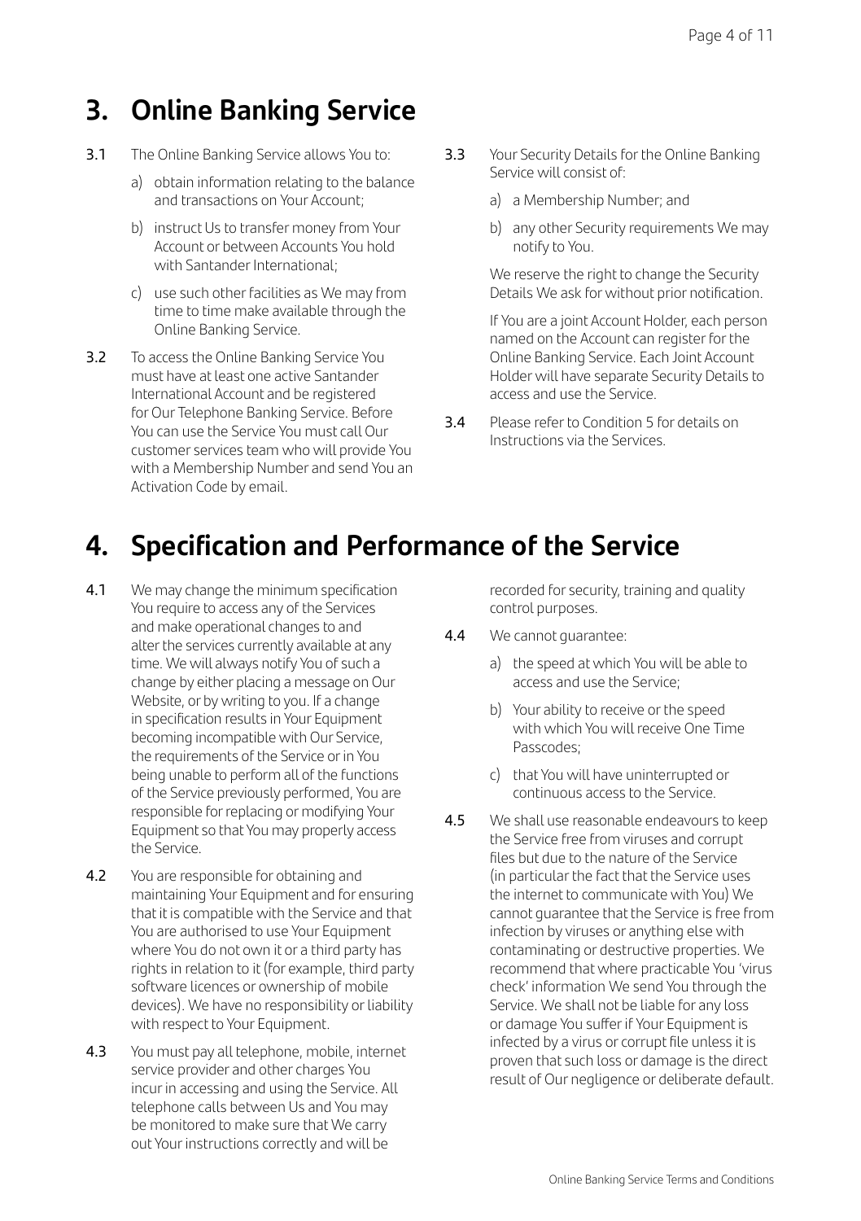# 3. Online Banking Service

3.1 The Online Banking Service allows You to:

a) obtain information relating to the balance and transactions on Your Account;

b) instruct Us to transfer money from Your Account or between Accounts You hold with Santander International;

c) use such other facilities as We may from time to time make available through the Online Banking Service.

3.2 To access the Online Banking Service You must have at least one active Santander International Account and be registered for Our Telephone Banking Service. Before You can use the Service You must call Our customer services team who will provide You with a Membership Number and send You an Activation Code by email.

3.3 Your Security Details for the Online Banking Service will consist of:

a) a Membership Number; and

b) any other Security requirements We may notify to You.

We reserve the right to change the Security Details We ask for without prior notification.

If You are a joint Account Holder, each person named on the Account can register for the Online Banking Service. Each Joint Account Holder will have separate Security Details to access and use the Service.

3.4 Please refer to Condition 5 for details on Instructions via the Services.

# 4. Specification and Performance of the Service

4.1 We may change the minimum specification You require to access any of the Services and make operational changes to and alter the services currently available at any time. We will always notify You of such a change by either placing a message on Our Website, or by writing to you. If a change in specification results in Your Equipment becoming incompatible with Our Service, the requirements of the Service or in You being unable to perform all of the functions of the Service previously performed, You are responsible for replacing or modifying Your Equipment so that You may properly access the Service.

4.2 You are responsible for obtaining and maintaining Your Equipment and for ensuring that it is compatible with the Service and that You are authorised to use Your Equipment where You do not own it or a third party has rights in relation to it (for example, third party software licences or ownership of mobile devices). We have no responsibility or liability with respect to Your Equipment.

4.3 You must pay all telephone, mobile, internet service provider and other charges You incur in accessing and using the Service. All telephone calls between Us and You may be monitored to make sure that We carry out Your instructions correctly and will be recorded for security, training and quality control purposes.

4.4 We cannot guarantee:

a) the speed at which You will be able to access and use the Service;

b) Your ability to receive or the speed with which You will receive One Time Passcodes;

c) that You will have uninterrupted or continuous access to the Service.

4.5 We shall use reasonable endeavours to keep the Service free from viruses and corrupt files but due to the nature of the Service (in particular the fact that the Service uses the internet to communicate with You) We cannot guarantee that the Service is free from infection by viruses or anything else with contaminating or destructive properties. We recommend that where practicable You 'virus check' information We send You through the Service. We shall not be liable for any loss or damage You suffer if Your Equipment is infected by a virus or corrupt file unless it is proven that such loss or damage is the direct result of Our negligence or deliberate default.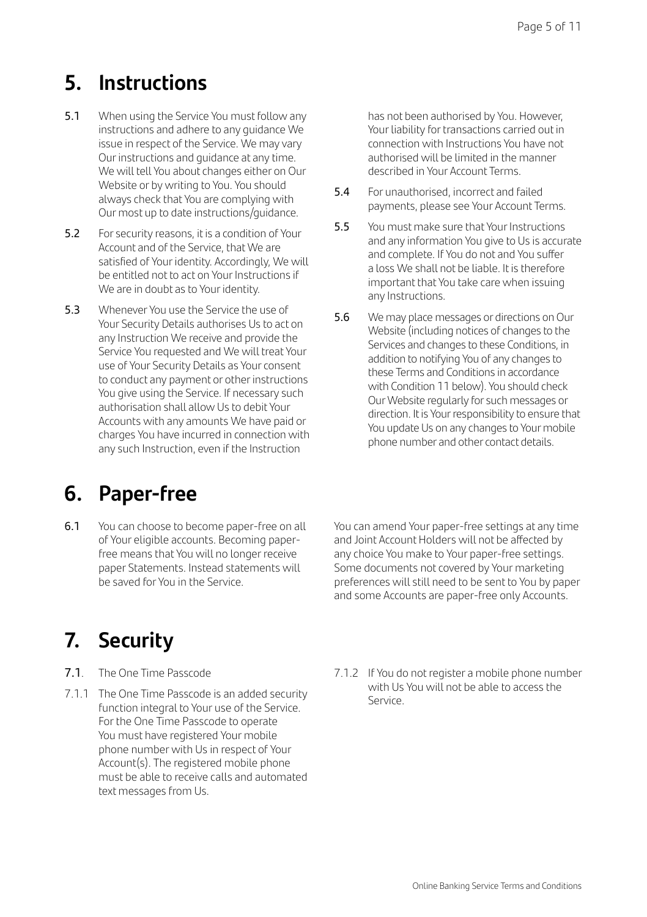# 5. Instructions

**5.1** When using the Service You must follow any instructions and adhere to any guidance We issue in respect of the Service. We may vary Our instructions and guidance at any time. We will tell You about changes either on Our Website or by writing to You. You should always check that You are complying with Our most up to date instructions/guidance.

**5.2** For security reasons, it is a condition of Your Account and of the Service, that We are satisfied of Your identity. Accordingly, We will be entitled not to act on Your Instructions if We are in doubt as to Your identity.

**5.3** Whenever You use the Service the use of Your Security Details authorises Us to act on any Instruction We receive and provide the Service You requested and We will treat Your use of Your Security Details as Your consent to conduct any payment or other instructions You give using the Service. If necessary such authorisation shall allow Us to debit Your Accounts with any amounts We have paid or charges You have incurred in connection with any such Instruction, even if the Instruction has not been authorised by You. However, Your liability for transactions carried out in connection with Instructions You have not authorised will be limited in the manner described in Your Account Terms.

**5.4** For unauthorised, incorrect and failed payments, please see Your Account Terms.

**5.5** You must make sure that Your Instructions and any information You give to Us is accurate and complete. If You do not and You suffer a loss We shall not be liable. It is therefore important that You take care when issuing any Instructions.

**5.6** We may place messages or directions on Our Website (including notices of changes to the Services and changes to these Conditions, in addition to notifying You of any changes to these Terms and Conditions in accordance with Condition 11 below). You should check Our Website regularly for such messages or direction. It is Your responsibility to ensure that You update Us on any changes to Your mobile phone number and other contact details.

# 6. Paper-free

**6.1** You can choose to become paper-free on all of Your eligible accounts. Becoming paper-free means that You will no longer receive paper Statements. Instead statements will be saved for You in the Service.

You can amend Your paper-free settings at any time and Joint Account Holders will not be affected by any choice You make to Your paper-free settings. Some documents not covered by Your marketing preferences will still need to be sent to You by paper and some Accounts are paper-free only Accounts.

# 7. Security

**7.1**. The One Time Passcode

7.1.1 The One Time Passcode is an added security function integral to Your use of the Service. For the One Time Passcode to operate You must have registered Your mobile phone number with Us in respect of Your Account(s). The registered mobile phone must be able to receive calls and automated text messages from Us.

7.1.2 If You do not register a mobile phone number with Us You will not be able to access the Service.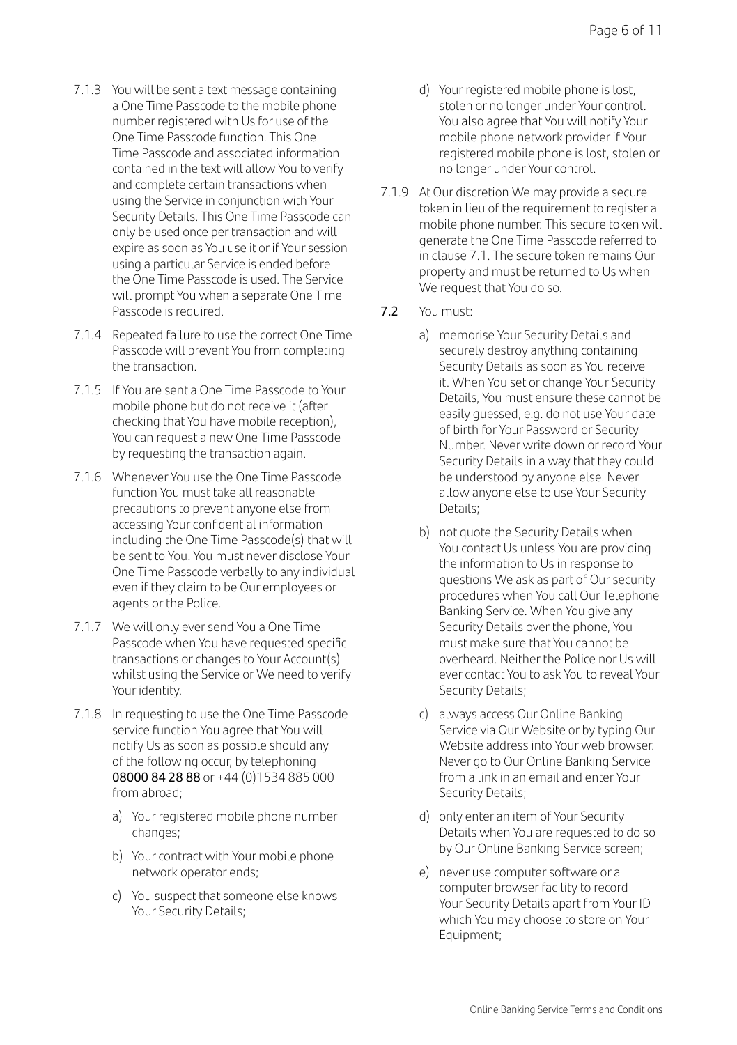7.1.3 You will be sent a text message containing a One Time Passcode to the mobile phone number registered with Us for use of the One Time Passcode function. This One Time Passcode and associated information contained in the text will allow You to verify and complete certain transactions when using the Service in conjunction with Your Security Details. This One Time Passcode can only be used once per transaction and will expire as soon as You use it or if Your session using a particular Service is ended before the One Time Passcode is used. The Service will prompt You when a separate One Time Passcode is required.

7.1.4 Repeated failure to use the correct One Time Passcode will prevent You from completing the transaction.

7.1.5 If You are sent a One Time Passcode to Your mobile phone but do not receive it (after checking that You have mobile reception), You can request a new One Time Passcode by requesting the transaction again.

7.1.6 Whenever You use the One Time Passcode function You must take all reasonable precautions to prevent anyone else from accessing Your confidential information including the One Time Passcode(s) that will be sent to You. You must never disclose Your One Time Passcode verbally to any individual even if they claim to be Our employees or agents or the Police.

7.1.7 We will only ever send You a One Time Passcode when You have requested specific transactions or changes to Your Account(s) whilst using the Service or We need to verify Your identity.

7.1.8 In requesting to use the One Time Passcode service function You agree that You will notify Us as soon as possible should any of the following occur, by telephoning **08000 84 28 88** or +44 (0)1534 885 000 from abroad;

- a) Your registered mobile phone number changes;
- b) Your contract with Your mobile phone network operator ends;
- c) You suspect that someone else knows Your Security Details;
- d) Your registered mobile phone is lost, stolen or no longer under Your control. You also agree that You will notify Your mobile phone network provider if Your registered mobile phone is lost, stolen or no longer under Your control.

7.1.9 At Our discretion We may provide a secure token in lieu of the requirement to register a mobile phone number. This secure token will generate the One Time Passcode referred to in clause 7.1. The secure token remains Our property and must be returned to Us when We request that You do so.

**7.2** You must:

- a) memorise Your Security Details and securely destroy anything containing Security Details as soon as You receive it. When You set or change Your Security Details, You must ensure these cannot be easily guessed, e.g. do not use Your date of birth for Your Password or Security Number. Never write down or record Your Security Details in a way that they could be understood by anyone else. Never allow anyone else to use Your Security Details;
- b) not quote the Security Details when You contact Us unless You are providing the information to Us in response to questions We ask as part of Our security procedures when You call Our Telephone Banking Service. When You give any Security Details over the phone, You must make sure that You cannot be overheard. Neither the Police nor Us will ever contact You to ask You to reveal Your Security Details;
- c) always access Our Online Banking Service via Our Website or by typing Our Website address into Your web browser. Never go to Our Online Banking Service from a link in an email and enter Your Security Details;
- d) only enter an item of Your Security Details when You are requested to do so by Our Online Banking Service screen;
- e) never use computer software or a computer browser facility to record Your Security Details apart from Your ID which You may choose to store on Your Equipment;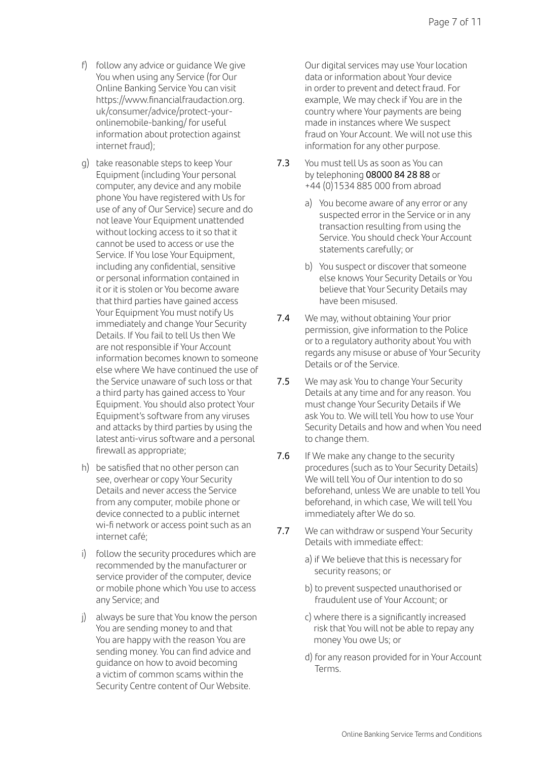f) follow any advice or guidance We give You when using any Service (for Our Online Banking Service You can visit https://www.financialfraudaction.org.uk/consumer/advice/protect-your-onlinemobile-banking/ for useful information about protection against internet fraud);

g) take reasonable steps to keep Your Equipment (including Your personal computer, any device and any mobile phone You have registered with Us for use of any of Our Service) secure and do not leave Your Equipment unattended without locking access to it so that it cannot be used to access or use the Service. If You lose Your Equipment, including any confidential, sensitive or personal information contained in it or it is stolen or You become aware that third parties have gained access Your Equipment You must notify Us immediately and change Your Security Details. If You fail to tell Us then We are not responsible if Your Account information becomes known to someone else where We have continued the use of the Service unaware of such loss or that a third party has gained access to Your Equipment. You should also protect Your Equipment's software from any viruses and attacks by third parties by using the latest anti-virus software and a personal firewall as appropriate;

h) be satisfied that no other person can see, overhear or copy Your Security Details and never access the Service from any computer, mobile phone or device connected to a public internet wi-fi network or access point such as an internet café;

i) follow the security procedures which are recommended by the manufacturer or service provider of the computer, device or mobile phone which You use to access any Service; and

j) always be sure that You know the person You are sending money to and that You are happy with the reason You are sending money. You can find advice and guidance on how to avoid becoming a victim of common scams within the Security Centre content of Our Website.

Our digital services may use Your location data or information about Your device in order to prevent and detect fraud. For example, We may check if You are in the country where Your payments are being made in instances where We suspect fraud on Your Account. We will not use this information for any other purpose.

**7.3** You must tell Us as soon as You can by telephoning **08000 84 28 88** or +44 (0)1534 885 000 from abroad

a) You become aware of any error or any suspected error in the Service or in any transaction resulting from using the Service. You should check Your Account statements carefully; or

b) You suspect or discover that someone else knows Your Security Details or You believe that Your Security Details may have been misused.

**7.4** We may, without obtaining Your prior permission, give information to the Police or to a regulatory authority about You with regards any misuse or abuse of Your Security Details or of the Service.

**7.5** We may ask You to change Your Security Details at any time and for any reason. You must change Your Security Details if We ask You to. We will tell You how to use Your Security Details and how and when You need to change them.

**7.6** If We make any change to the security procedures (such as to Your Security Details) We will tell You of Our intention to do so beforehand, unless We are unable to tell You beforehand, in which case, We will tell You immediately after We do so.

**7.7** We can withdraw or suspend Your Security Details with immediate effect:

a) if We believe that this is necessary for security reasons; or

b) to prevent suspected unauthorised or fraudulent use of Your Account; or

c) where there is a significantly increased risk that You will not be able to repay any money You owe Us; or

d) for any reason provided for in Your Account Terms.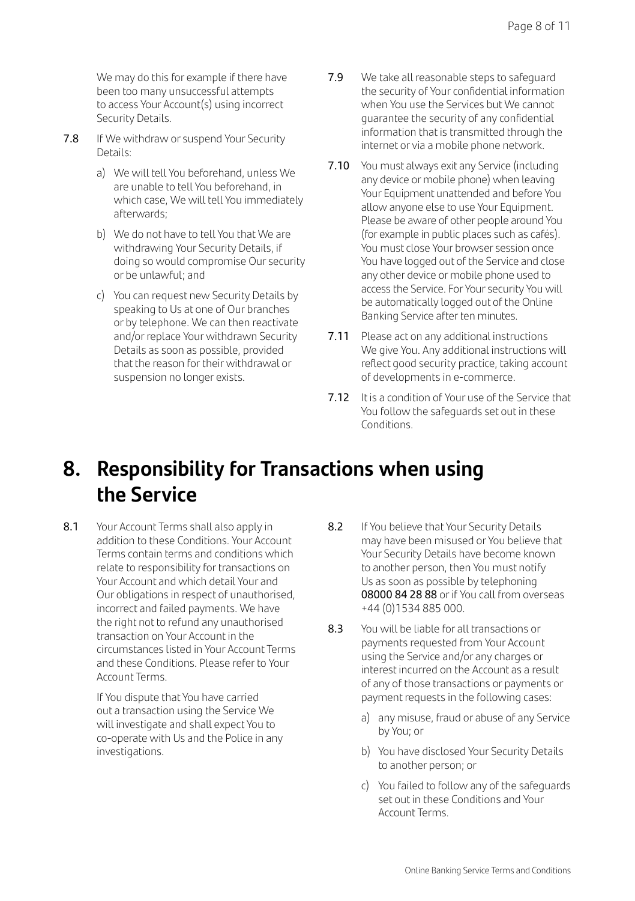We may do this for example if there have been too many unsuccessful attempts to access Your Account(s) using incorrect Security Details.

**7.8** If We withdraw or suspend Your Security Details:

a) We will tell You beforehand, unless We are unable to tell You beforehand, in which case, We will tell You immediately afterwards;

b) We do not have to tell You that We are withdrawing Your Security Details, if doing so would compromise Our security or be unlawful; and

c) You can request new Security Details by speaking to Us at one of Our branches or by telephone. We can then reactivate and/or replace Your withdrawn Security Details as soon as possible, provided that the reason for their withdrawal or suspension no longer exists.

**7.9** We take all reasonable steps to safeguard the security of Your confidential information when You use the Services but We cannot guarantee the security of any confidential information that is transmitted through the internet or via a mobile phone network.

**7.10** You must always exit any Service (including any device or mobile phone) when leaving Your Equipment unattended and before You allow anyone else to use Your Equipment. Please be aware of other people around You (for example in public places such as cafés). You must close Your browser session once You have logged out of the Service and close any other device or mobile phone used to access the Service. For Your security You will be automatically logged out of the Online Banking Service after ten minutes.

**7.11** Please act on any additional instructions We give You. Any additional instructions will reflect good security practice, taking account of developments in e-commerce.

**7.12** It is a condition of Your use of the Service that You follow the safeguards set out in these Conditions.

# 8. Responsibility for Transactions when using the Service

**8.1** Your Account Terms shall also apply in addition to these Conditions. Your Account Terms contain terms and conditions which relate to responsibility for transactions on Your Account and which detail Your and Our obligations in respect of unauthorised, incorrect and failed payments. We have the right not to refund any unauthorised transaction on Your Account in the circumstances listed in Your Account Terms and these Conditions. Please refer to Your Account Terms.

If You dispute that You have carried out a transaction using the Service We will investigate and shall expect You to co-operate with Us and the Police in any investigations.

**8.2** If You believe that Your Security Details may have been misused or You believe that Your Security Details have become known to another person, then You must notify Us as soon as possible by telephoning 08000 84 28 88 or if You call from overseas +44 (0)1534 885 000.

**8.3** You will be liable for all transactions or payments requested from Your Account using the Service and/or any charges or interest incurred on the Account as a result of any of those transactions or payments or payment requests in the following cases:

a) any misuse, fraud or abuse of any Service by You; or

b) You have disclosed Your Security Details to another person; or

c) You failed to follow any of the safeguards set out in these Conditions and Your Account Terms.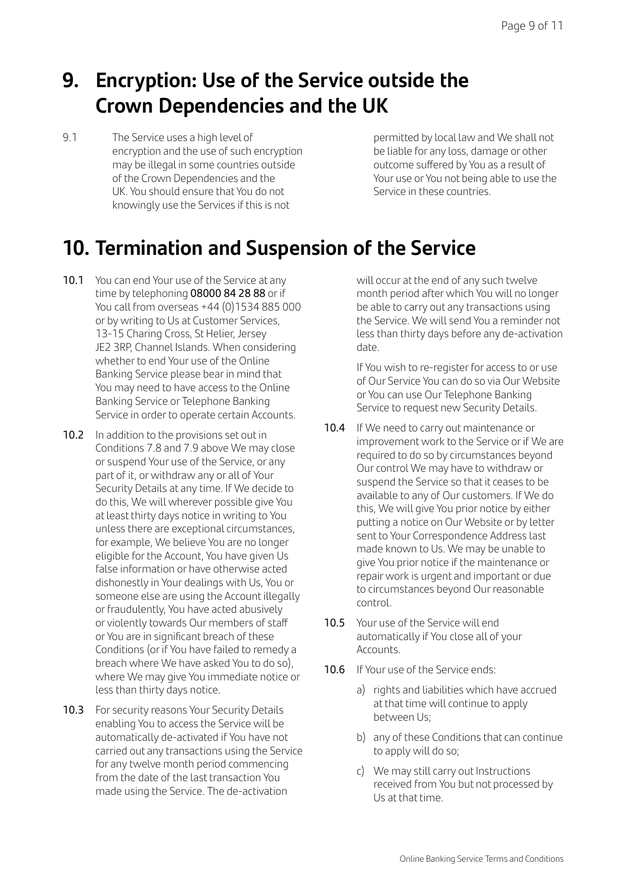## 9. Encryption: Use of the Service outside the Crown Dependencies and the UK

9.1 The Service uses a high level of encryption and the use of such encryption may be illegal in some countries outside of the Crown Dependencies and the UK. You should ensure that You do not knowingly use the Services if this is not permitted by local law and We shall not be liable for any loss, damage or other outcome suffered by You as a result of Your use or You not being able to use the Service in these countries.

## 10. Termination and Suspension of the Service

**10.1** You can end Your use of the Service at any time by telephoning **08000 84 28 88** or if You call from overseas +44 (0)1534 885 000 or by writing to Us at Customer Services, 13-15 Charing Cross, St Helier, Jersey JE2 3RP, Channel Islands. When considering whether to end Your use of the Online Banking Service please bear in mind that You may need to have access to the Online Banking Service or Telephone Banking Service in order to operate certain Accounts.

**10.2** In addition to the provisions set out in Conditions 7.8 and 7.9 above We may close or suspend Your use of the Service, or any part of it, or withdraw any or all of Your Security Details at any time. If We decide to do this, We will wherever possible give You at least thirty days notice in writing to You unless there are exceptional circumstances, for example, We believe You are no longer eligible for the Account, You have given Us false information or have otherwise acted dishonestly in Your dealings with Us, You or someone else are using the Account illegally or fraudulently, You have acted abusively or violently towards Our members of staff or You are in significant breach of these Conditions (or if You have failed to remedy a breach where We have asked You to do so), where We may give You immediate notice or less than thirty days notice.

**10.3** For security reasons Your Security Details enabling You to access the Service will be automatically de-activated if You have not carried out any transactions using the Service for any twelve month period commencing from the date of the last transaction You made using the Service. The de-activation will occur at the end of any such twelve month period after which You will no longer be able to carry out any transactions using the Service. We will send You a reminder not less than thirty days before any de-activation date.

If You wish to re-register for access to or use of Our Service You can do so via Our Website or You can use Our Telephone Banking Service to request new Security Details.

**10.4** If We need to carry out maintenance or improvement work to the Service or if We are required to do so by circumstances beyond Our control We may have to withdraw or suspend the Service so that it ceases to be available to any of Our customers. If We do this, We will give You prior notice by either putting a notice on Our Website or by letter sent to Your Correspondence Address last made known to Us. We may be unable to give You prior notice if the maintenance or repair work is urgent and important or due to circumstances beyond Our reasonable control.

**10.5** Your use of the Service will end automatically if You close all of your Accounts.

**10.6** If Your use of the Service ends:

a) rights and liabilities which have accrued at that time will continue to apply between Us;

b) any of these Conditions that can continue to apply will do so;

c) We may still carry out Instructions received from You but not processed by Us at that time.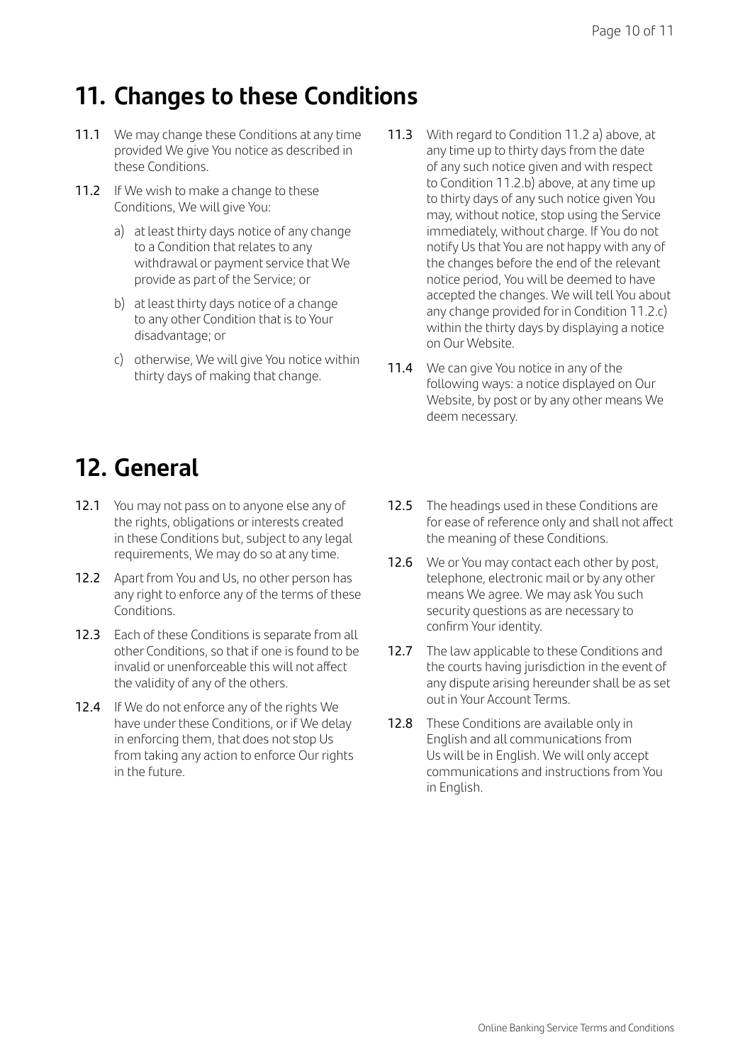## 11. Changes to these Conditions

**11.1** We may change these Conditions at any time provided We give You notice as described in these Conditions.

**11.2** If We wish to make a change to these Conditions, We will give You:

a) at least thirty days notice of any change to a Condition that relates to any withdrawal or payment service that We provide as part of the Service; or

b) at least thirty days notice of a change to any other Condition that is to Your disadvantage; or

c) otherwise, We will give You notice within thirty days of making that change.

**11.3** With regard to Condition 11.2 a) above, at any time up to thirty days from the date of any such notice given and with respect to Condition 11.2.b) above, at any time up to thirty days of any such notice given You may, without notice, stop using the Service immediately, without charge. If You do not notify Us that You are not happy with any of the changes before the end of the relevant notice period, You will be deemed to have accepted the changes. We will tell You about any change provided for in Condition 11.2.c) within the thirty days by displaying a notice on Our Website.

**11.4** We can give You notice in any of the following ways: a notice displayed on Our Website, by post or by any other means We deem necessary.

## 12. General

**12.1** You may not pass on to anyone else any of the rights, obligations or interests created in these Conditions but, subject to any legal requirements, We may do so at any time.

**12.2** Apart from You and Us, no other person has any right to enforce any of the terms of these Conditions.

**12.3** Each of these Conditions is separate from all other Conditions, so that if one is found to be invalid or unenforceable this will not affect the validity of any of the others.

**12.4** If We do not enforce any of the rights We have under these Conditions, or if We delay in enforcing them, that does not stop Us from taking any action to enforce Our rights in the future.

**12.5** The headings used in these Conditions are for ease of reference only and shall not affect the meaning of these Conditions.

**12.6** We or You may contact each other by post, telephone, electronic mail or by any other means We agree. We may ask You such security questions as are necessary to confirm Your identity.

**12.7** The law applicable to these Conditions and the courts having jurisdiction in the event of any dispute arising hereunder shall be as set out in Your Account Terms.

**12.8** These Conditions are available only in English and all communications from Us will be in English. We will only accept communications and instructions from You in English.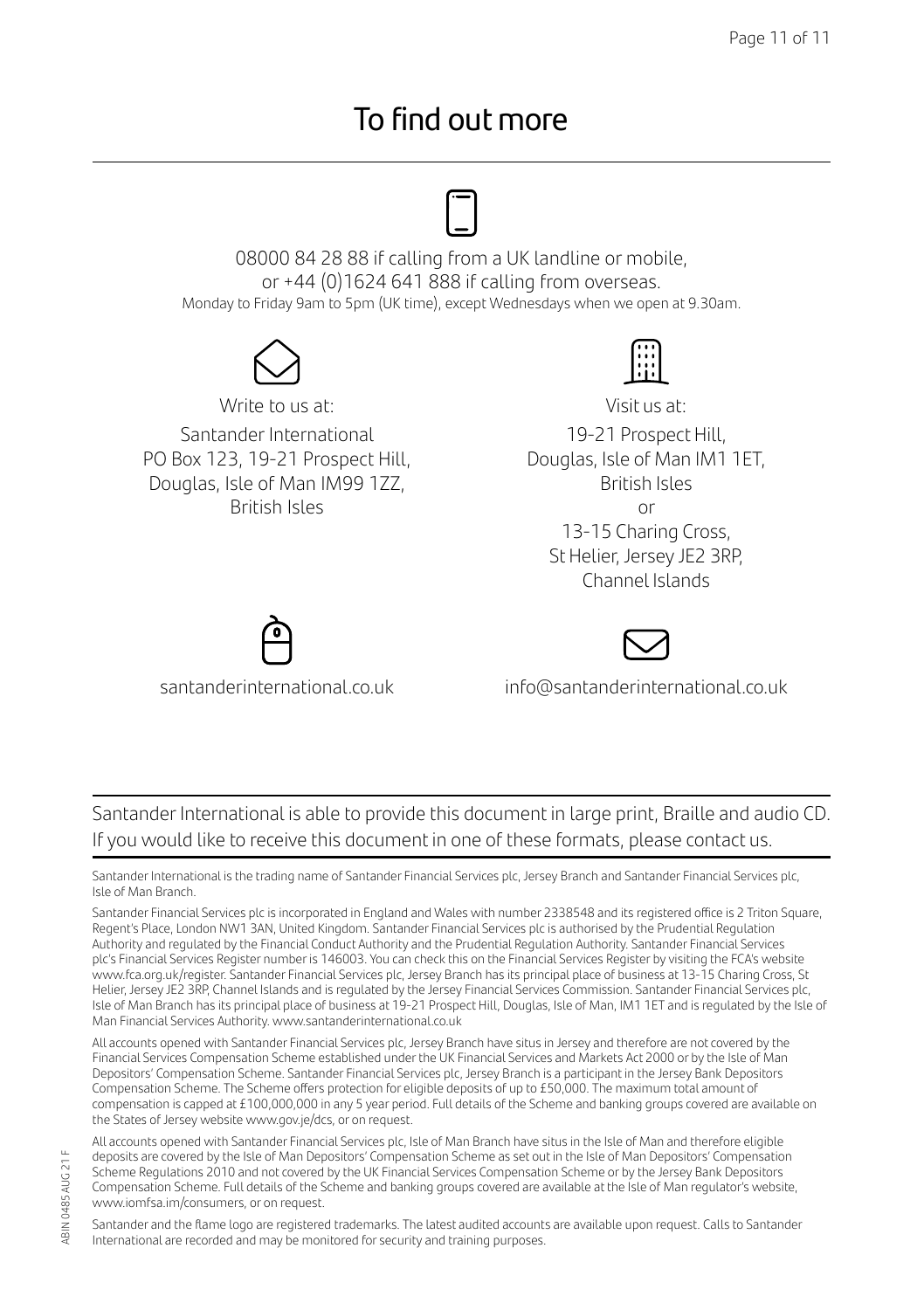# To find out more

08000 84 28 88 if calling from a UK landline or mobile,
or +44 (0)1624 641 888 if calling from overseas.
Monday to Friday 9am to 5pm (UK time), except Wednesdays when we open at 9.30am.

Write to us at:
Santander International
PO Box 123, 19-21 Prospect Hill,
Douglas, Isle of Man IM99 1ZZ,
British Isles

Visit us at:
19-21 Prospect Hill,
Douglas, Isle of Man IM1 1ET,
British Isles
or
13-15 Charing Cross,
St Helier, Jersey JE2 3RP,
Channel Islands

santanderinternational.co.uk

info@santanderinternational.co.uk

Santander International is able to provide this document in large print, Braille and audio CD. If you would like to receive this document in one of these formats, please contact us.

Santander International is the trading name of Santander Financial Services plc, Jersey Branch and Santander Financial Services plc, Isle of Man Branch.

Santander Financial Services plc is incorporated in England and Wales with number 2338548 and its registered office is 2 Triton Square, Regent's Place, London NW1 3AN, United Kingdom. Santander Financial Services plc is authorised by the Prudential Regulation Authority and regulated by the Financial Conduct Authority and the Prudential Regulation Authority. Santander Financial Services plc's Financial Services Register number is 146003. You can check this on the Financial Services Register by visiting the FCA's website www.fca.org.uk/register. Santander Financial Services plc, Jersey Branch has its principal place of business at 13-15 Charing Cross, St Helier, Jersey JE2 3RP, Channel Islands and is regulated by the Jersey Financial Services Commission. Santander Financial Services plc, Isle of Man Branch has its principal place of business at 19-21 Prospect Hill, Douglas, Isle of Man, IM1 1ET and is regulated by the Isle of Man Financial Services Authority. www.santanderinternational.co.uk

All accounts opened with Santander Financial Services plc, Jersey Branch have situs in Jersey and therefore are not covered by the Financial Services Compensation Scheme established under the UK Financial Services and Markets Act 2000 or by the Isle of Man Depositors' Compensation Scheme. Santander Financial Services plc, Jersey Branch is a participant in the Jersey Bank Depositors Compensation Scheme. The Scheme offers protection for eligible deposits of up to £50,000. The maximum total amount of compensation is capped at £100,000,000 in any 5 year period. Full details of the Scheme and banking groups covered are available on the States of Jersey website www.gov.je/dcs, or on request.

All accounts opened with Santander Financial Services plc, Isle of Man Branch have situs in the Isle of Man and therefore eligible deposits are covered by the Isle of Man Depositors' Compensation Scheme as set out in the Isle of Man Depositors' Compensation Scheme Regulations 2010 and not covered by the UK Financial Services Compensation Scheme or by the Jersey Bank Depositors Compensation Scheme. Full details of the Scheme and banking groups covered are available at the Isle of Man regulator's website, www.iomfsa.im/consumers, or on request.

Santander and the flame logo are registered trademarks. The latest audited accounts are available upon request. Calls to Santander International are recorded and may be monitored for security and training purposes.

ABIN 0485 AUG 21 F